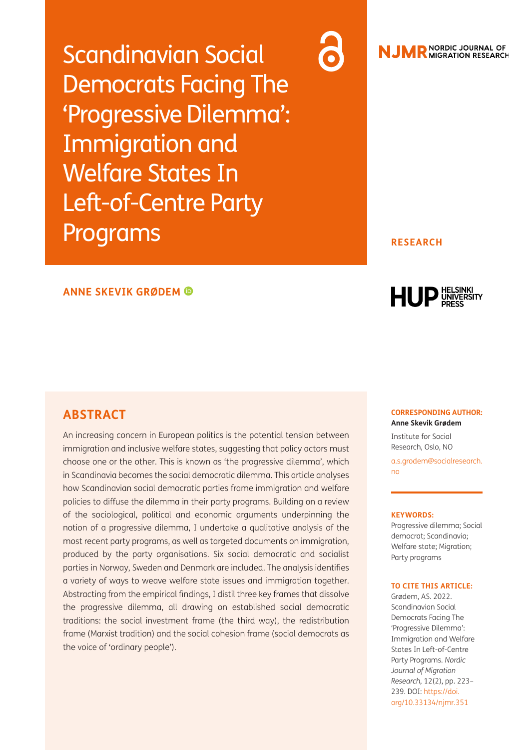# Scandinavian Social Democrats Facing The 'Progressive Dilemma': Immigration and Welfare States In Left-of-Centre Party Programs

**NJMR** NORDIC JOURNAL OF MIGRATION RESEARCH

**RESEARCH**

**ANNE SKEVIK GRØDEM**

HUP HELSINKI UNIVERSITY PRESS

## ABSTRACT

An increasing concern in European politics is the potential tension between immigration and inclusive welfare states, suggesting that policy actors must choose one or the other. This is known as 'the progressive dilemma', which in Scandinavia becomes the social democratic dilemma. This article analyses how Scandinavian social democratic parties frame immigration and welfare policies to diffuse the dilemma in their party programs. Building on a review of the sociological, political and economic arguments underpinning the notion of a progressive dilemma, I undertake a qualitative analysis of the most recent party programs, as well as targeted documents on immigration, produced by the party organisations. Six social democratic and socialist parties in Norway, Sweden and Denmark are included. The analysis identifies a variety of ways to weave welfare state issues and immigration together. Abstracting from the empirical findings, I distil three key frames that dissolve the progressive dilemma, all drawing on established social democratic traditions: the social investment frame (the third way), the redistribution frame (Marxist tradition) and the social cohesion frame (social democrats as the voice of 'ordinary people').

**CORRESPONDING AUTHOR:**
**Anne Skevik Grødem**
Institute for Social Research, Oslo, NO
a.s.grodem@socialresearch.no

**KEYWORDS:**
Progressive dilemma; Social democrat; Scandinavia; Welfare state; Migration; Party programs

**TO CITE THIS ARTICLE:**
Grødem, AS. 2022. Scandinavian Social Democrats Facing The 'Progressive Dilemma': Immigration and Welfare States In Left-of-Centre Party Programs. *Nordic Journal of Migration Research,* 12(2), pp. 223–239. DOI: https://doi.org/10.33134/njmr.351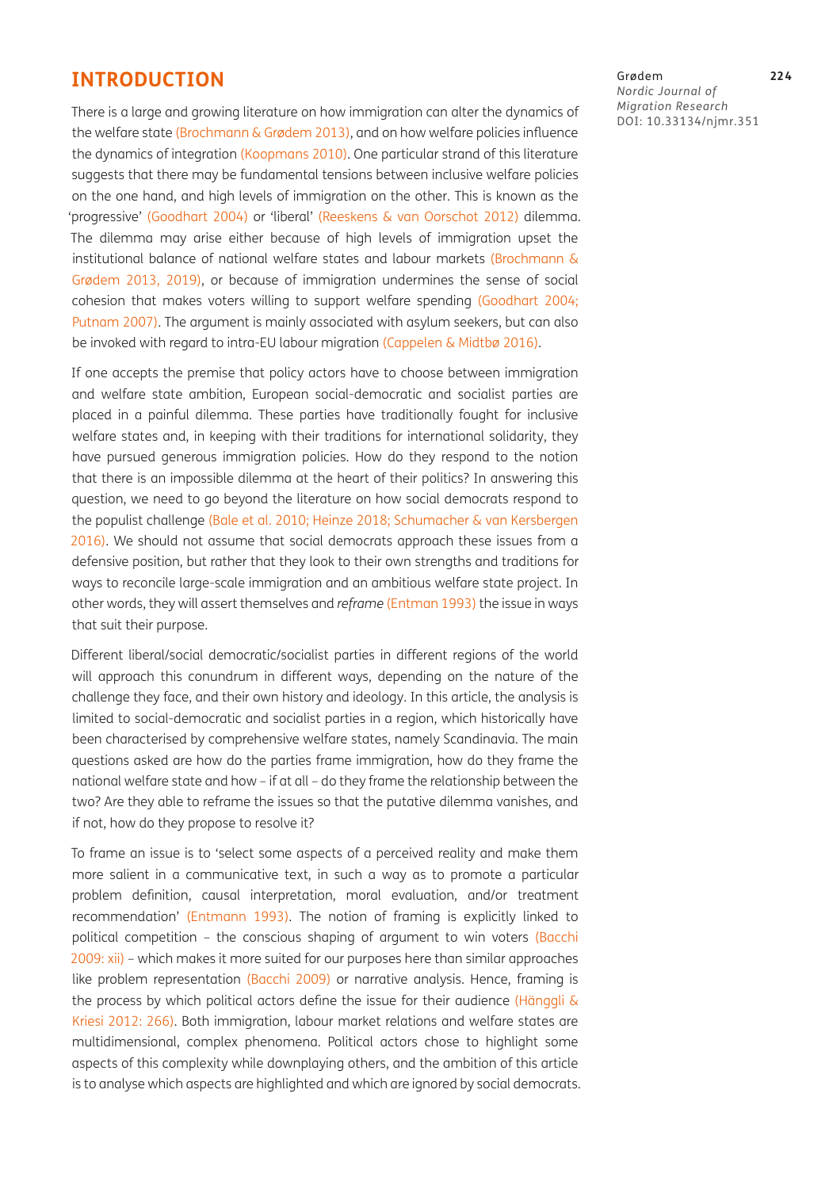## INTRODUCTION

There is a large and growing literature on how immigration can alter the dynamics of the welfare state (Brochmann & Grødem 2013), and on how welfare policies influence the dynamics of integration (Koopmans 2010). One particular strand of this literature suggests that there may be fundamental tensions between inclusive welfare policies on the one hand, and high levels of immigration on the other. This is known as the 'progressive' (Goodhart 2004) or 'liberal' (Reeskens & van Oorschot 2012) dilemma. The dilemma may arise either because of high levels of immigration upset the institutional balance of national welfare states and labour markets (Brochmann & Grødem 2013, 2019), or because of immigration undermines the sense of social cohesion that makes voters willing to support welfare spending (Goodhart 2004; Putnam 2007). The argument is mainly associated with asylum seekers, but can also be invoked with regard to intra-EU labour migration (Cappelen & Midtbø 2016).

If one accepts the premise that policy actors have to choose between immigration and welfare state ambition, European social-democratic and socialist parties are placed in a painful dilemma. These parties have traditionally fought for inclusive welfare states and, in keeping with their traditions for international solidarity, they have pursued generous immigration policies. How do they respond to the notion that there is an impossible dilemma at the heart of their politics? In answering this question, we need to go beyond the literature on how social democrats respond to the populist challenge (Bale et al. 2010; Heinze 2018; Schumacher & van Kersbergen 2016). We should not assume that social democrats approach these issues from a defensive position, but rather that they look to their own strengths and traditions for ways to reconcile large-scale immigration and an ambitious welfare state project. In other words, they will assert themselves and *reframe* (Entman 1993) the issue in ways that suit their purpose.

Different liberal/social democratic/socialist parties in different regions of the world will approach this conundrum in different ways, depending on the nature of the challenge they face, and their own history and ideology. In this article, the analysis is limited to social-democratic and socialist parties in a region, which historically have been characterised by comprehensive welfare states, namely Scandinavia. The main questions asked are how do the parties frame immigration, how do they frame the national welfare state and how – if at all – do they frame the relationship between the two? Are they able to reframe the issues so that the putative dilemma vanishes, and if not, how do they propose to resolve it?

To frame an issue is to 'select some aspects of a perceived reality and make them more salient in a communicative text, in such a way as to promote a particular problem definition, causal interpretation, moral evaluation, and/or treatment recommendation' (Entmann 1993). The notion of framing is explicitly linked to political competition – the conscious shaping of argument to win voters (Bacchi 2009: xii) – which makes it more suited for our purposes here than similar approaches like problem representation (Bacchi 2009) or narrative analysis. Hence, framing is the process by which political actors define the issue for their audience (Hänggli & Kriesi 2012: 266). Both immigration, labour market relations and welfare states are multidimensional, complex phenomena. Political actors chose to highlight some aspects of this complexity while downplaying others, and the ambition of this article is to analyse which aspects are highlighted and which are ignored by social democrats.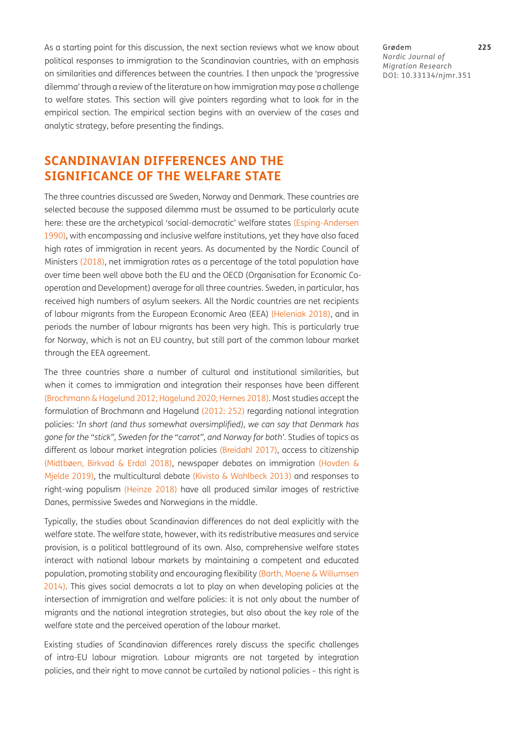As a starting point for this discussion, the next section reviews what we know about political responses to immigration to the Scandinavian countries, with an emphasis on similarities and differences between the countries. I then unpack the 'progressive dilemma' through a review of the literature on how immigration may pose a challenge to welfare states. This section will give pointers regarding what to look for in the empirical section. The empirical section begins with an overview of the cases and analytic strategy, before presenting the findings.

## SCANDINAVIAN DIFFERENCES AND THE SIGNIFICANCE OF THE WELFARE STATE

The three countries discussed are Sweden, Norway and Denmark. These countries are selected because the supposed dilemma must be assumed to be particularly acute here: these are the archetypical 'social-democratic' welfare states (Esping-Andersen 1990), with encompassing and inclusive welfare institutions, yet they have also faced high rates of immigration in recent years. As documented by the Nordic Council of Ministers (2018), net immigration rates as a percentage of the total population have over time been well above both the EU and the OECD (Organisation for Economic Co-operation and Development) average for all three countries. Sweden, in particular, has received high numbers of asylum seekers. All the Nordic countries are net recipients of labour migrants from the European Economic Area (EEA) (Heleniak 2018), and in periods the number of labour migrants has been very high. This is particularly true for Norway, which is not an EU country, but still part of the common labour market through the EEA agreement.

The three countries share a number of cultural and institutional similarities, but when it comes to immigration and integration their responses have been different (Brochmann & Hagelund 2012; Hagelund 2020; Hernes 2018). Most studies accept the formulation of Brochmann and Hagelund (2012: 252) regarding national integration policies: '*In short (and thus somewhat oversimplified), we can say that Denmark has gone for the "stick", Sweden for the "carrot", and Norway for both*'. Studies of topics as different as labour market integration policies (Breidahl 2017), access to citizenship (Midtbøen, Birkvad & Erdal 2018), newspaper debates on immigration (Hovden & Mjelde 2019), the multicultural debate (Kivisto & Wahlbeck 2013) and responses to right-wing populism (Heinze 2018) have all produced similar images of restrictive Danes, permissive Swedes and Norwegians in the middle.

Typically, the studies about Scandinavian differences do not deal explicitly with the welfare state. The welfare state, however, with its redistributive measures and service provision, is a political battleground of its own. Also, comprehensive welfare states interact with national labour markets by maintaining a competent and educated population, promoting stability and encouraging flexibility (Barth, Moene & Willumsen 2014). This gives social democrats a lot to play on when developing policies at the intersection of immigration and welfare policies: it is not only about the number of migrants and the national integration strategies, but also about the key role of the welfare state and the perceived operation of the labour market.

Existing studies of Scandinavian differences rarely discuss the specific challenges of intra-EU labour migration. Labour migrants are not targeted by integration policies, and their right to move cannot be curtailed by national policies – this right is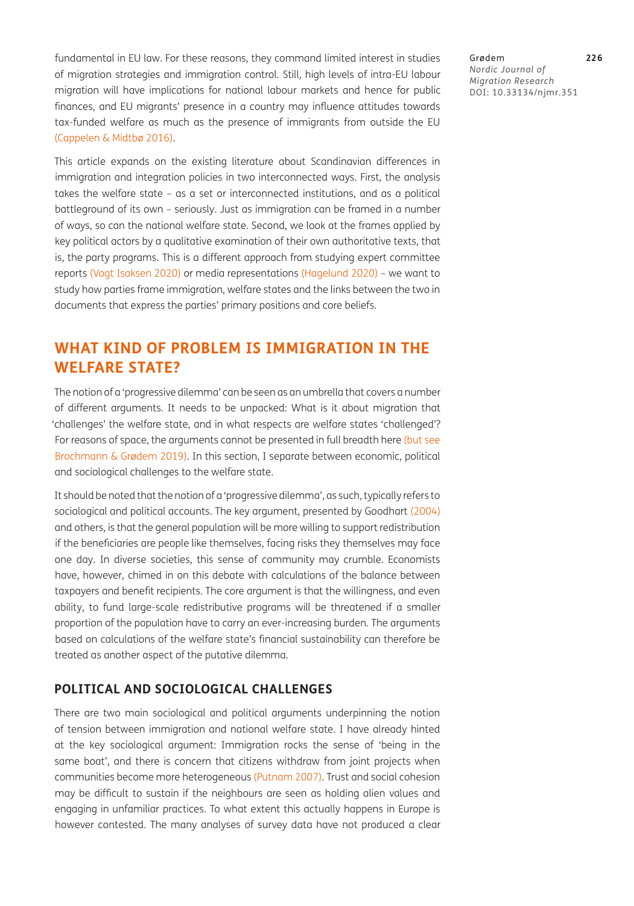fundamental in EU law. For these reasons, they command limited interest in studies of migration strategies and immigration control. Still, high levels of intra-EU labour migration will have implications for national labour markets and hence for public finances, and EU migrants' presence in a country may influence attitudes towards tax-funded welfare as much as the presence of immigrants from outside the EU (Cappelen & Midtbø 2016).

This article expands on the existing literature about Scandinavian differences in immigration and integration policies in two interconnected ways. First, the analysis takes the welfare state – as a set or interconnected institutions, and as a political battleground of its own – seriously. Just as immigration can be framed in a number of ways, so can the national welfare state. Second, we look at the frames applied by key political actors by a qualitative examination of their own authoritative texts, that is, the party programs. This is a different approach from studying expert committee reports (Vogt Isaksen 2020) or media representations (Hagelund 2020) – we want to study how parties frame immigration, welfare states and the links between the two in documents that express the parties' primary positions and core beliefs.

## WHAT KIND OF PROBLEM IS IMMIGRATION IN THE WELFARE STATE?

The notion of a 'progressive dilemma' can be seen as an umbrella that covers a number of different arguments. It needs to be unpacked: What is it about migration that 'challenges' the welfare state, and in what respects are welfare states 'challenged'? For reasons of space, the arguments cannot be presented in full breadth here (but see Brochmann & Grødem 2019). In this section, I separate between economic, political and sociological challenges to the welfare state.

It should be noted that the notion of a 'progressive dilemma', as such, typically refers to sociological and political accounts. The key argument, presented by Goodhart (2004) and others, is that the general population will be more willing to support redistribution if the beneficiaries are people like themselves, facing risks they themselves may face one day. In diverse societies, this sense of community may crumble. Economists have, however, chimed in on this debate with calculations of the balance between taxpayers and benefit recipients. The core argument is that the willingness, and even ability, to fund large-scale redistributive programs will be threatened if a smaller proportion of the population have to carry an ever-increasing burden. The arguments based on calculations of the welfare state's financial sustainability can therefore be treated as another aspect of the putative dilemma.

### POLITICAL AND SOCIOLOGICAL CHALLENGES

There are two main sociological and political arguments underpinning the notion of tension between immigration and national welfare state. I have already hinted at the key sociological argument: Immigration rocks the sense of 'being in the same boat', and there is concern that citizens withdraw from joint projects when communities become more heterogeneous (Putnam 2007). Trust and social cohesion may be difficult to sustain if the neighbours are seen as holding alien values and engaging in unfamiliar practices. To what extent this actually happens in Europe is however contested. The many analyses of survey data have not produced a clear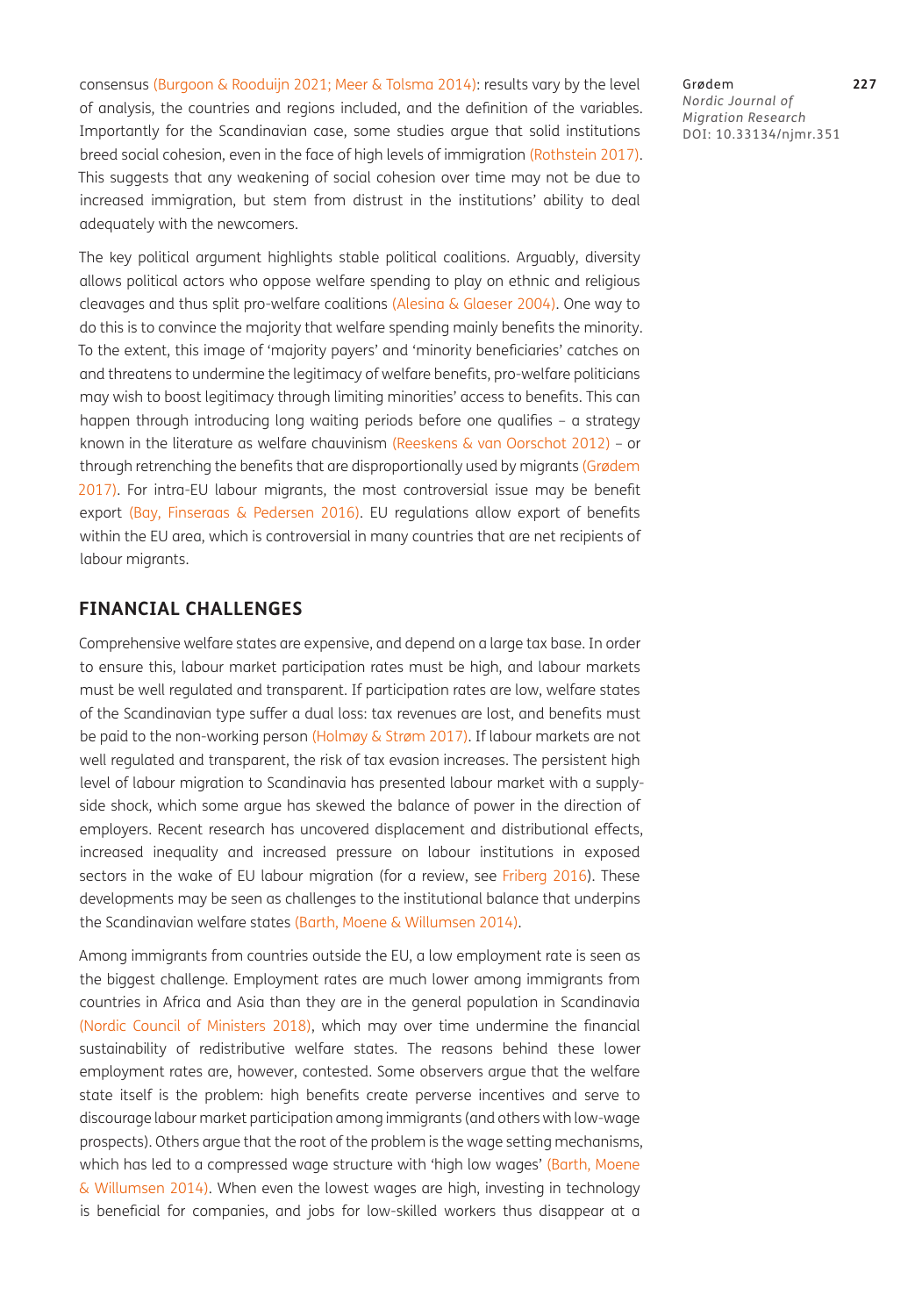consensus (Burgoon & Rooduijn 2021; Meer & Tolsma 2014): results vary by the level of analysis, the countries and regions included, and the definition of the variables. Importantly for the Scandinavian case, some studies argue that solid institutions breed social cohesion, even in the face of high levels of immigration (Rothstein 2017). This suggests that any weakening of social cohesion over time may not be due to increased immigration, but stem from distrust in the institutions' ability to deal adequately with the newcomers.

The key political argument highlights stable political coalitions. Arguably, diversity allows political actors who oppose welfare spending to play on ethnic and religious cleavages and thus split pro-welfare coalitions (Alesina & Glaeser 2004). One way to do this is to convince the majority that welfare spending mainly benefits the minority. To the extent, this image of 'majority payers' and 'minority beneficiaries' catches on and threatens to undermine the legitimacy of welfare benefits, pro-welfare politicians may wish to boost legitimacy through limiting minorities' access to benefits. This can happen through introducing long waiting periods before one qualifies – a strategy known in the literature as welfare chauvinism (Reeskens & van Oorschot 2012) – or through retrenching the benefits that are disproportionally used by migrants (Grødem 2017). For intra-EU labour migrants, the most controversial issue may be benefit export (Bay, Finseraas & Pedersen 2016). EU regulations allow export of benefits within the EU area, which is controversial in many countries that are net recipients of labour migrants.

## FINANCIAL CHALLENGES

Comprehensive welfare states are expensive, and depend on a large tax base. In order to ensure this, labour market participation rates must be high, and labour markets must be well regulated and transparent. If participation rates are low, welfare states of the Scandinavian type suffer a dual loss: tax revenues are lost, and benefits must be paid to the non-working person (Holmøy & Strøm 2017). If labour markets are not well regulated and transparent, the risk of tax evasion increases. The persistent high level of labour migration to Scandinavia has presented labour market with a supply-side shock, which some argue has skewed the balance of power in the direction of employers. Recent research has uncovered displacement and distributional effects, increased inequality and increased pressure on labour institutions in exposed sectors in the wake of EU labour migration (for a review, see Friberg 2016). These developments may be seen as challenges to the institutional balance that underpins the Scandinavian welfare states (Barth, Moene & Willumsen 2014).

Among immigrants from countries outside the EU, a low employment rate is seen as the biggest challenge. Employment rates are much lower among immigrants from countries in Africa and Asia than they are in the general population in Scandinavia (Nordic Council of Ministers 2018), which may over time undermine the financial sustainability of redistributive welfare states. The reasons behind these lower employment rates are, however, contested. Some observers argue that the welfare state itself is the problem: high benefits create perverse incentives and serve to discourage labour market participation among immigrants (and others with low-wage prospects). Others argue that the root of the problem is the wage setting mechanisms, which has led to a compressed wage structure with 'high low wages' (Barth, Moene & Willumsen 2014). When even the lowest wages are high, investing in technology is beneficial for companies, and jobs for low-skilled workers thus disappear at a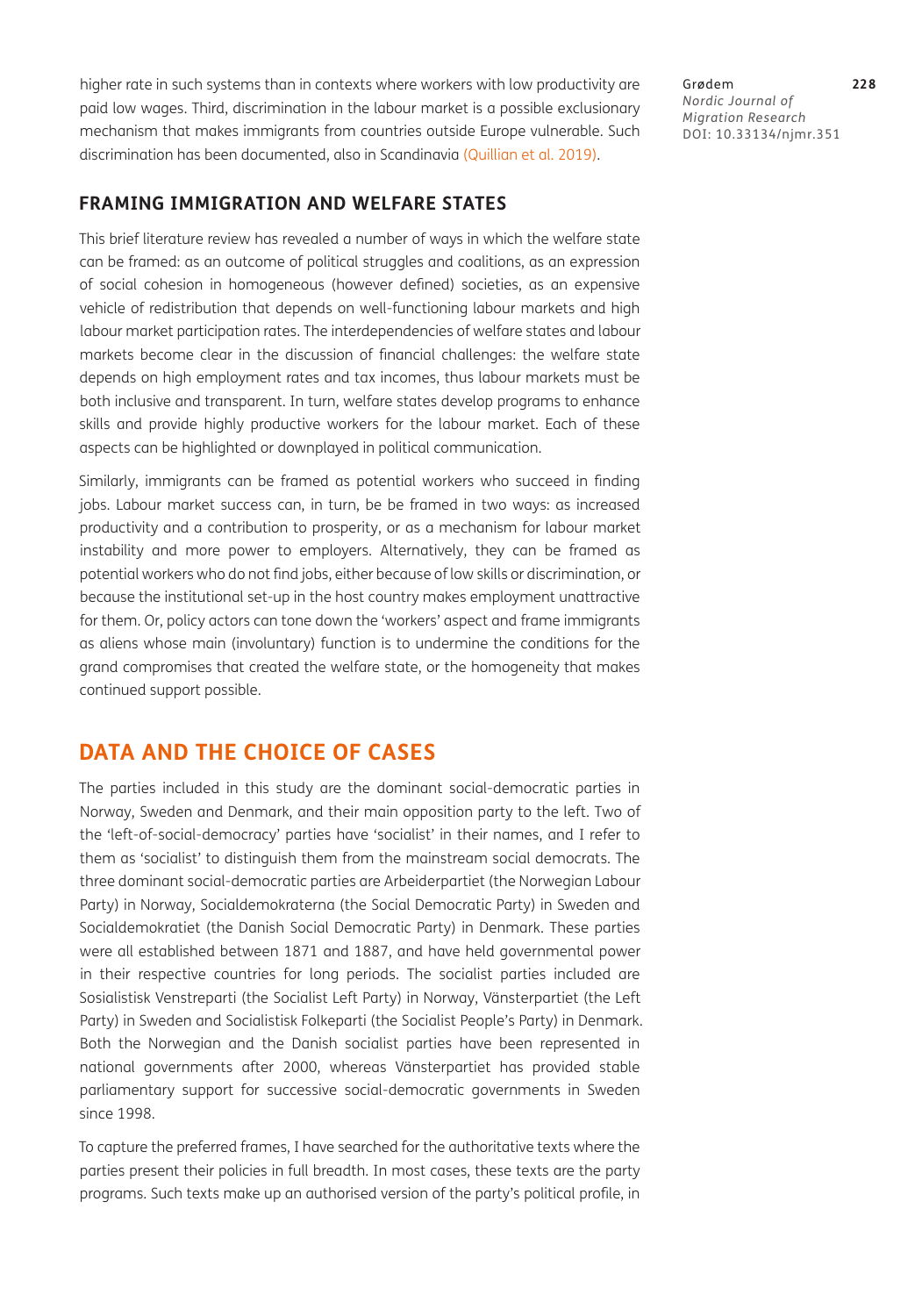higher rate in such systems than in contexts where workers with low productivity are paid low wages. Third, discrimination in the labour market is a possible exclusionary mechanism that makes immigrants from countries outside Europe vulnerable. Such discrimination has been documented, also in Scandinavia (Quillian et al. 2019).

### FRAMING IMMIGRATION AND WELFARE STATES

This brief literature review has revealed a number of ways in which the welfare state can be framed: as an outcome of political struggles and coalitions, as an expression of social cohesion in homogeneous (however defined) societies, as an expensive vehicle of redistribution that depends on well-functioning labour markets and high labour market participation rates. The interdependencies of welfare states and labour markets become clear in the discussion of financial challenges: the welfare state depends on high employment rates and tax incomes, thus labour markets must be both inclusive and transparent. In turn, welfare states develop programs to enhance skills and provide highly productive workers for the labour market. Each of these aspects can be highlighted or downplayed in political communication.

Similarly, immigrants can be framed as potential workers who succeed in finding jobs. Labour market success can, in turn, be be framed in two ways: as increased productivity and a contribution to prosperity, or as a mechanism for labour market instability and more power to employers. Alternatively, they can be framed as potential workers who do not find jobs, either because of low skills or discrimination, or because the institutional set-up in the host country makes employment unattractive for them. Or, policy actors can tone down the 'workers' aspect and frame immigrants as aliens whose main (involuntary) function is to undermine the conditions for the grand compromises that created the welfare state, or the homogeneity that makes continued support possible.

## DATA AND THE CHOICE OF CASES

The parties included in this study are the dominant social-democratic parties in Norway, Sweden and Denmark, and their main opposition party to the left. Two of the 'left-of-social-democracy' parties have 'socialist' in their names, and I refer to them as 'socialist' to distinguish them from the mainstream social democrats. The three dominant social-democratic parties are Arbeiderpartiet (the Norwegian Labour Party) in Norway, Socialdemokraterna (the Social Democratic Party) in Sweden and Socialdemokratiet (the Danish Social Democratic Party) in Denmark. These parties were all established between 1871 and 1887, and have held governmental power in their respective countries for long periods. The socialist parties included are Sosialistisk Venstreparti (the Socialist Left Party) in Norway, Vänsterpartiet (the Left Party) in Sweden and Socialistisk Folkeparti (the Socialist People's Party) in Denmark. Both the Norwegian and the Danish socialist parties have been represented in national governments after 2000, whereas Vänsterpartiet has provided stable parliamentary support for successive social-democratic governments in Sweden since 1998.

To capture the preferred frames, I have searched for the authoritative texts where the parties present their policies in full breadth. In most cases, these texts are the party programs. Such texts make up an authorised version of the party's political profile, in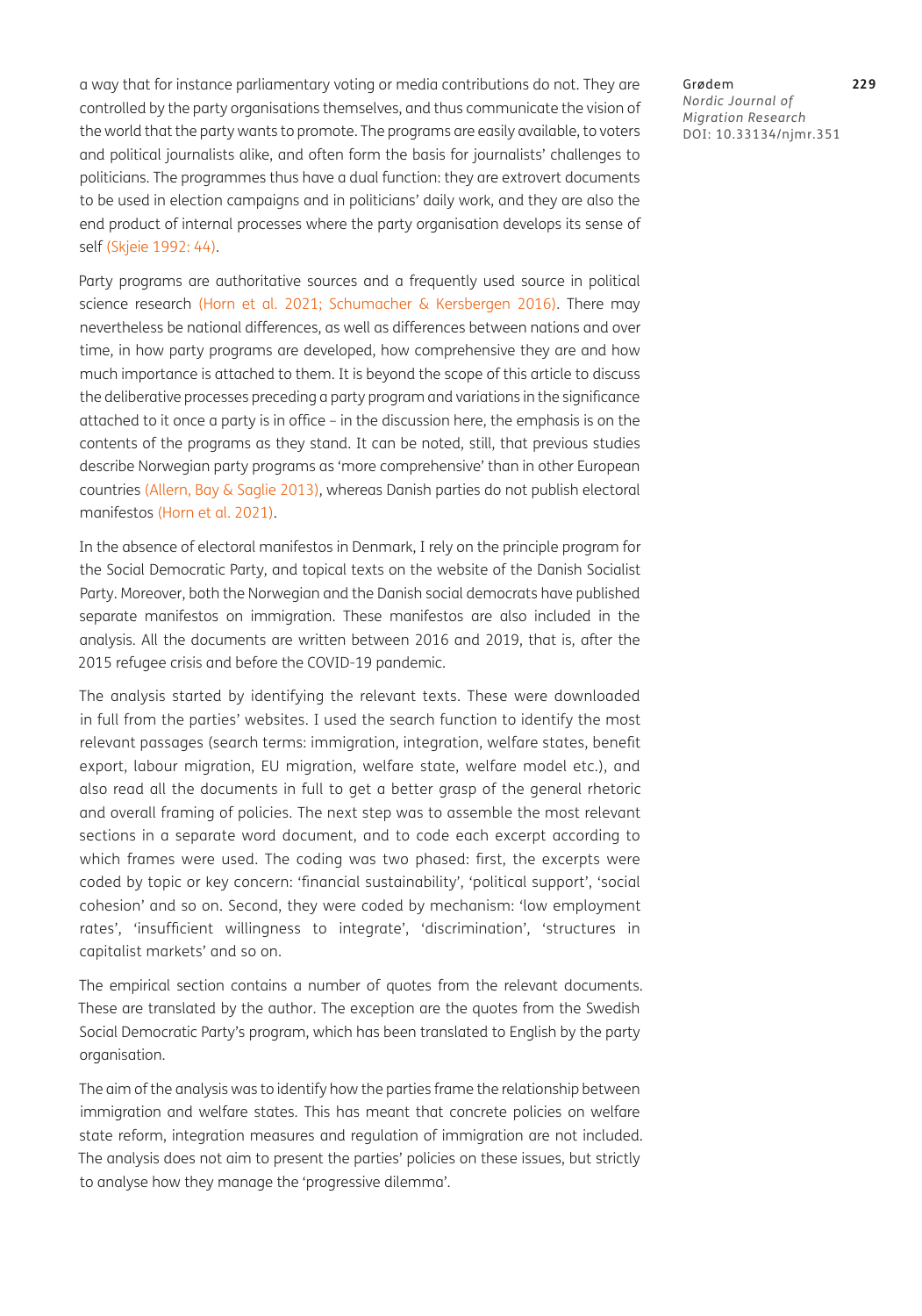a way that for instance parliamentary voting or media contributions do not. They are controlled by the party organisations themselves, and thus communicate the vision of the world that the party wants to promote. The programs are easily available, to voters and political journalists alike, and often form the basis for journalists' challenges to politicians. The programmes thus have a dual function: they are extrovert documents to be used in election campaigns and in politicians' daily work, and they are also the end product of internal processes where the party organisation develops its sense of self (Skjeie 1992: 44).

Party programs are authoritative sources and a frequently used source in political science research (Horn et al. 2021; Schumacher & Kersbergen 2016). There may nevertheless be national differences, as well as differences between nations and over time, in how party programs are developed, how comprehensive they are and how much importance is attached to them. It is beyond the scope of this article to discuss the deliberative processes preceding a party program and variations in the significance attached to it once a party is in office – in the discussion here, the emphasis is on the contents of the programs as they stand. It can be noted, still, that previous studies describe Norwegian party programs as 'more comprehensive' than in other European countries (Allern, Bay & Saglie 2013), whereas Danish parties do not publish electoral manifestos (Horn et al. 2021).

In the absence of electoral manifestos in Denmark, I rely on the principle program for the Social Democratic Party, and topical texts on the website of the Danish Socialist Party. Moreover, both the Norwegian and the Danish social democrats have published separate manifestos on immigration. These manifestos are also included in the analysis. All the documents are written between 2016 and 2019, that is, after the 2015 refugee crisis and before the COVID-19 pandemic.

The analysis started by identifying the relevant texts. These were downloaded in full from the parties' websites. I used the search function to identify the most relevant passages (search terms: immigration, integration, welfare states, benefit export, labour migration, EU migration, welfare state, welfare model etc.), and also read all the documents in full to get a better grasp of the general rhetoric and overall framing of policies. The next step was to assemble the most relevant sections in a separate word document, and to code each excerpt according to which frames were used. The coding was two phased: first, the excerpts were coded by topic or key concern: 'financial sustainability', 'political support', 'social cohesion' and so on. Second, they were coded by mechanism: 'low employment rates', 'insufficient willingness to integrate', 'discrimination', 'structures in capitalist markets' and so on.

The empirical section contains a number of quotes from the relevant documents. These are translated by the author. The exception are the quotes from the Swedish Social Democratic Party's program, which has been translated to English by the party organisation.

The aim of the analysis was to identify how the parties frame the relationship between immigration and welfare states. This has meant that concrete policies on welfare state reform, integration measures and regulation of immigration are not included. The analysis does not aim to present the parties' policies on these issues, but strictly to analyse how they manage the 'progressive dilemma'.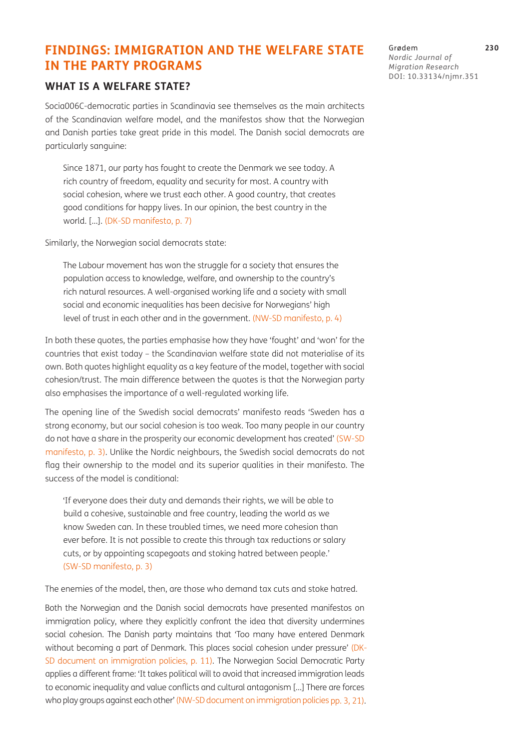## FINDINGS: IMMIGRATION AND THE WELFARE STATE IN THE PARTY PROGRAMS

### WHAT IS A WELFARE STATE?

Socia006C-democratic parties in Scandinavia see themselves as the main architects of the Scandinavian welfare model, and the manifestos show that the Norwegian and Danish parties take great pride in this model. The Danish social democrats are particularly sanguine:

> Since 1871, our party has fought to create the Denmark we see today. A rich country of freedom, equality and security for most. A country with social cohesion, where we trust each other. A good country, that creates good conditions for happy lives. In our opinion, the best country in the world. […]. (DK-SD manifesto, p. 7)

Similarly, the Norwegian social democrats state:

> The Labour movement has won the struggle for a society that ensures the population access to knowledge, welfare, and ownership to the country's rich natural resources. A well-organised working life and a society with small social and economic inequalities has been decisive for Norwegians' high level of trust in each other and in the government. (NW-SD manifesto, p. 4)

In both these quotes, the parties emphasise how they have 'fought' and 'won' for the countries that exist today – the Scandinavian welfare state did not materialise of its own. Both quotes highlight equality as a key feature of the model, together with social cohesion/trust. The main difference between the quotes is that the Norwegian party also emphasises the importance of a well-regulated working life.

The opening line of the Swedish social democrats' manifesto reads 'Sweden has a strong economy, but our social cohesion is too weak. Too many people in our country do not have a share in the prosperity our economic development has created' (SW-SD manifesto, p. 3). Unlike the Nordic neighbours, the Swedish social democrats do not flag their ownership to the model and its superior qualities in their manifesto. The success of the model is conditional:

> 'If everyone does their duty and demands their rights, we will be able to build a cohesive, sustainable and free country, leading the world as we know Sweden can. In these troubled times, we need more cohesion than ever before. It is not possible to create this through tax reductions or salary cuts, or by appointing scapegoats and stoking hatred between people.' (SW-SD manifesto, p. 3)

The enemies of the model, then, are those who demand tax cuts and stoke hatred.

Both the Norwegian and the Danish social democrats have presented manifestos on immigration policy, where they explicitly confront the idea that diversity undermines social cohesion. The Danish party maintains that 'Too many have entered Denmark without becoming a part of Denmark. This places social cohesion under pressure' (DK-SD document on immigration policies, p. 11). The Norwegian Social Democratic Party applies a different frame: 'It takes political will to avoid that increased immigration leads to economic inequality and value conflicts and cultural antagonism […] There are forces who play groups against each other' (NW-SD document on immigration policies pp. 3, 21).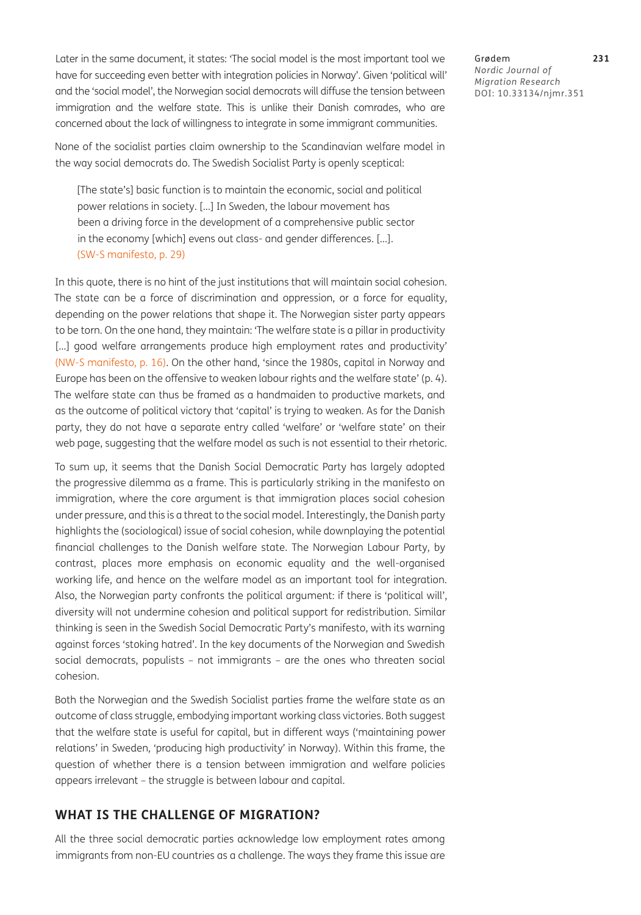Later in the same document, it states: 'The social model is the most important tool we have for succeeding even better with integration policies in Norway'. Given 'political will' and the 'social model', the Norwegian social democrats will diffuse the tension between immigration and the welfare state. This is unlike their Danish comrades, who are concerned about the lack of willingness to integrate in some immigrant communities.

None of the socialist parties claim ownership to the Scandinavian welfare model in the way social democrats do. The Swedish Socialist Party is openly sceptical:

> [The state's] basic function is to maintain the economic, social and political power relations in society. […] In Sweden, the labour movement has been a driving force in the development of a comprehensive public sector in the economy [which] evens out class- and gender differences. […]. (SW-S manifesto, p. 29)

In this quote, there is no hint of the just institutions that will maintain social cohesion. The state can be a force of discrimination and oppression, or a force for equality, depending on the power relations that shape it. The Norwegian sister party appears to be torn. On the one hand, they maintain: 'The welfare state is a pillar in productivity […] good welfare arrangements produce high employment rates and productivity' (NW-S manifesto, p. 16). On the other hand, 'since the 1980s, capital in Norway and Europe has been on the offensive to weaken labour rights and the welfare state' (p. 4). The welfare state can thus be framed as a handmaiden to productive markets, and as the outcome of political victory that 'capital' is trying to weaken. As for the Danish party, they do not have a separate entry called 'welfare' or 'welfare state' on their web page, suggesting that the welfare model as such is not essential to their rhetoric.

To sum up, it seems that the Danish Social Democratic Party has largely adopted the progressive dilemma as a frame. This is particularly striking in the manifesto on immigration, where the core argument is that immigration places social cohesion under pressure, and this is a threat to the social model. Interestingly, the Danish party highlights the (sociological) issue of social cohesion, while downplaying the potential financial challenges to the Danish welfare state. The Norwegian Labour Party, by contrast, places more emphasis on economic equality and the well-organised working life, and hence on the welfare model as an important tool for integration. Also, the Norwegian party confronts the political argument: if there is 'political will', diversity will not undermine cohesion and political support for redistribution. Similar thinking is seen in the Swedish Social Democratic Party's manifesto, with its warning against forces 'stoking hatred'. In the key documents of the Norwegian and Swedish social democrats, populists – not immigrants – are the ones who threaten social cohesion.

Both the Norwegian and the Swedish Socialist parties frame the welfare state as an outcome of class struggle, embodying important working class victories. Both suggest that the welfare state is useful for capital, but in different ways ('maintaining power relations' in Sweden, 'producing high productivity' in Norway). Within this frame, the question of whether there is a tension between immigration and welfare policies appears irrelevant – the struggle is between labour and capital.

## WHAT IS THE CHALLENGE OF MIGRATION?

All the three social democratic parties acknowledge low employment rates among immigrants from non-EU countries as a challenge. The ways they frame this issue are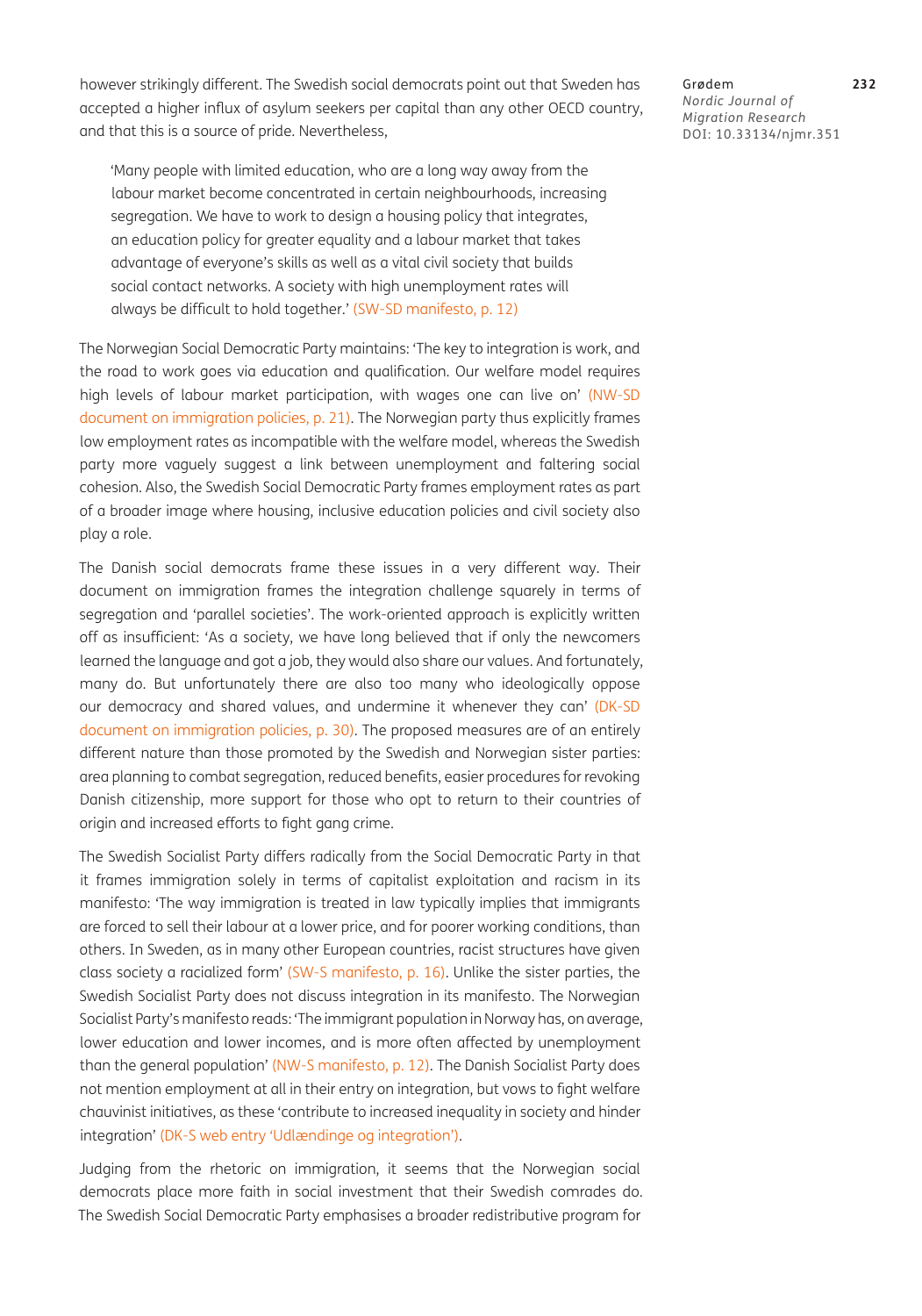however strikingly different. The Swedish social democrats point out that Sweden has accepted a higher influx of asylum seekers per capital than any other OECD country, and that this is a source of pride. Nevertheless,

> 'Many people with limited education, who are a long way away from the labour market become concentrated in certain neighbourhoods, increasing segregation. We have to work to design a housing policy that integrates, an education policy for greater equality and a labour market that takes advantage of everyone's skills as well as a vital civil society that builds social contact networks. A society with high unemployment rates will always be difficult to hold together.' (SW-SD manifesto, p. 12)

The Norwegian Social Democratic Party maintains: 'The key to integration is work, and the road to work goes via education and qualification. Our welfare model requires high levels of labour market participation, with wages one can live on' (NW-SD document on immigration policies, p. 21). The Norwegian party thus explicitly frames low employment rates as incompatible with the welfare model, whereas the Swedish party more vaguely suggest a link between unemployment and faltering social cohesion. Also, the Swedish Social Democratic Party frames employment rates as part of a broader image where housing, inclusive education policies and civil society also play a role.

The Danish social democrats frame these issues in a very different way. Their document on immigration frames the integration challenge squarely in terms of segregation and 'parallel societies'. The work-oriented approach is explicitly written off as insufficient: 'As a society, we have long believed that if only the newcomers learned the language and got a job, they would also share our values. And fortunately, many do. But unfortunately there are also too many who ideologically oppose our democracy and shared values, and undermine it whenever they can' (DK-SD document on immigration policies, p. 30). The proposed measures are of an entirely different nature than those promoted by the Swedish and Norwegian sister parties: area planning to combat segregation, reduced benefits, easier procedures for revoking Danish citizenship, more support for those who opt to return to their countries of origin and increased efforts to fight gang crime.

The Swedish Socialist Party differs radically from the Social Democratic Party in that it frames immigration solely in terms of capitalist exploitation and racism in its manifesto: 'The way immigration is treated in law typically implies that immigrants are forced to sell their labour at a lower price, and for poorer working conditions, than others. In Sweden, as in many other European countries, racist structures have given class society a racialized form' (SW-S manifesto, p. 16). Unlike the sister parties, the Swedish Socialist Party does not discuss integration in its manifesto. The Norwegian Socialist Party's manifesto reads: 'The immigrant population in Norway has, on average, lower education and lower incomes, and is more often affected by unemployment than the general population' (NW-S manifesto, p. 12). The Danish Socialist Party does not mention employment at all in their entry on integration, but vows to fight welfare chauvinist initiatives, as these 'contribute to increased inequality in society and hinder integration' (DK-S web entry 'Udlændinge og integration').

Judging from the rhetoric on immigration, it seems that the Norwegian social democrats place more faith in social investment that their Swedish comrades do. The Swedish Social Democratic Party emphasises a broader redistributive program for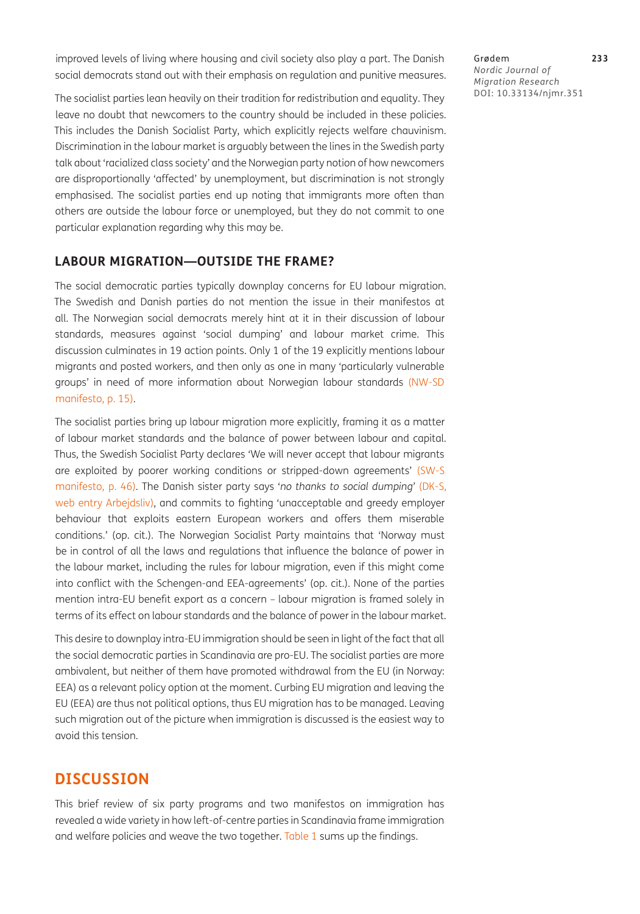improved levels of living where housing and civil society also play a part. The Danish social democrats stand out with their emphasis on regulation and punitive measures.

The socialist parties lean heavily on their tradition for redistribution and equality. They leave no doubt that newcomers to the country should be included in these policies. This includes the Danish Socialist Party, which explicitly rejects welfare chauvinism. Discrimination in the labour market is arguably between the lines in the Swedish party talk about 'racialized class society' and the Norwegian party notion of how newcomers are disproportionally 'affected' by unemployment, but discrimination is not strongly emphasised. The socialist parties end up noting that immigrants more often than others are outside the labour force or unemployed, but they do not commit to one particular explanation regarding why this may be.

## LABOUR MIGRATION—OUTSIDE THE FRAME?

The social democratic parties typically downplay concerns for EU labour migration. The Swedish and Danish parties do not mention the issue in their manifestos at all. The Norwegian social democrats merely hint at it in their discussion of labour standards, measures against 'social dumping' and labour market crime. This discussion culminates in 19 action points. Only 1 of the 19 explicitly mentions labour migrants and posted workers, and then only as one in many 'particularly vulnerable groups' in need of more information about Norwegian labour standards (NW-SD manifesto, p. 15).

The socialist parties bring up labour migration more explicitly, framing it as a matter of labour market standards and the balance of power between labour and capital. Thus, the Swedish Socialist Party declares 'We will never accept that labour migrants are exploited by poorer working conditions or stripped-down agreements' (SW-S manifesto, p. 46). The Danish sister party says '*no thanks to social dumping*' (DK-S, web entry Arbejdsliv), and commits to fighting 'unacceptable and greedy employer behaviour that exploits eastern European workers and offers them miserable conditions.' (op. cit.). The Norwegian Socialist Party maintains that 'Norway must be in control of all the laws and regulations that influence the balance of power in the labour market, including the rules for labour migration, even if this might come into conflict with the Schengen-and EEA-agreements' (op. cit.). None of the parties mention intra-EU benefit export as a concern – labour migration is framed solely in terms of its effect on labour standards and the balance of power in the labour market.

This desire to downplay intra-EU immigration should be seen in light of the fact that all the social democratic parties in Scandinavia are pro-EU. The socialist parties are more ambivalent, but neither of them have promoted withdrawal from the EU (in Norway: EEA) as a relevant policy option at the moment. Curbing EU migration and leaving the EU (EEA) are thus not political options, thus EU migration has to be managed. Leaving such migration out of the picture when immigration is discussed is the easiest way to avoid this tension.

# DISCUSSION

This brief review of six party programs and two manifestos on immigration has revealed a wide variety in how left-of-centre parties in Scandinavia frame immigration and welfare policies and weave the two together. Table 1 sums up the findings.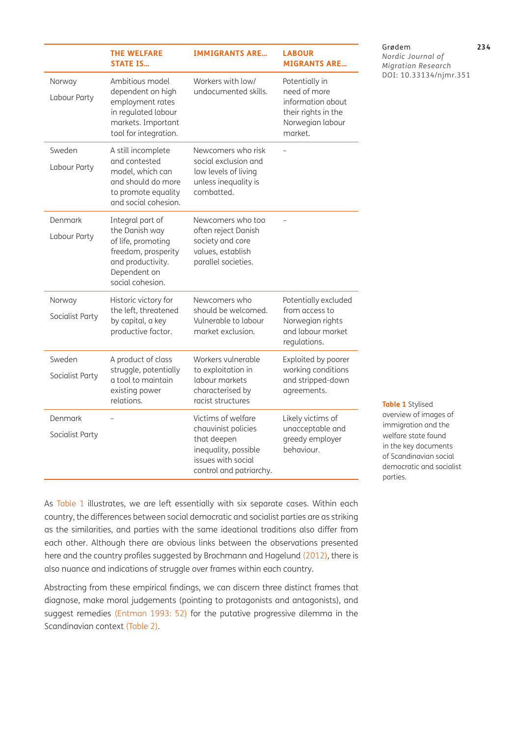| | THE WELFARE STATE IS… | IMMIGRANTS ARE… | LABOUR MIGRANTS ARE… |
|---|---|---|---|
| Norway Labour Party | Ambitious model dependent on high employment rates in regulated labour markets. Important tool for integration. | Workers with low/undocumented skills. | Potentially in need of more information about their rights in the Norwegian labour market. |
| Sweden Labour Party | A still incomplete and contested model, which can and should do more to promote equality and social cohesion. | Newcomers who risk social exclusion and low levels of living unless inequality is combatted. | – |
| Denmark Labour Party | Integral part of the Danish way of life, promoting freedom, prosperity and productivity. Dependent on social cohesion. | Newcomers who too often reject Danish society and core values, establish parallel societies. | – |
| Norway Socialist Party | Historic victory for the left, threatened by capital, a key productive factor. | Newcomers who should be welcomed. Vulnerable to labour market exclusion. | Potentially excluded from access to Norwegian rights and labour market regulations. |
| Sweden Socialist Party | A product of class struggle, potentially a tool to maintain existing power relations. | Workers vulnerable to exploitation in labour markets characterised by racist structures | Exploited by poorer working conditions and stripped-down agreements. |
| Denmark Socialist Party | – | Victims of welfare chauvinist policies that deepen inequality, possible issues with social control and patriarchy. | Likely victims of unacceptable and greedy employer behaviour. |

**Table 1** Stylised overview of images of immigration and the welfare state found in the key documents of Scandinavian social democratic and socialist parties.

As Table 1 illustrates, we are left essentially with six separate cases. Within each country, the differences between social democratic and socialist parties are as striking as the similarities, and parties with the same ideational traditions also differ from each other. Although there are obvious links between the observations presented here and the country profiles suggested by Brochmann and Hagelund (2012), there is also nuance and indications of struggle over frames within each country.

Abstracting from these empirical findings, we can discern three distinct frames that diagnose, make moral judgements (pointing to protagonists and antagonists), and suggest remedies (Entman 1993: 52) for the putative progressive dilemma in the Scandinavian context (Table 2).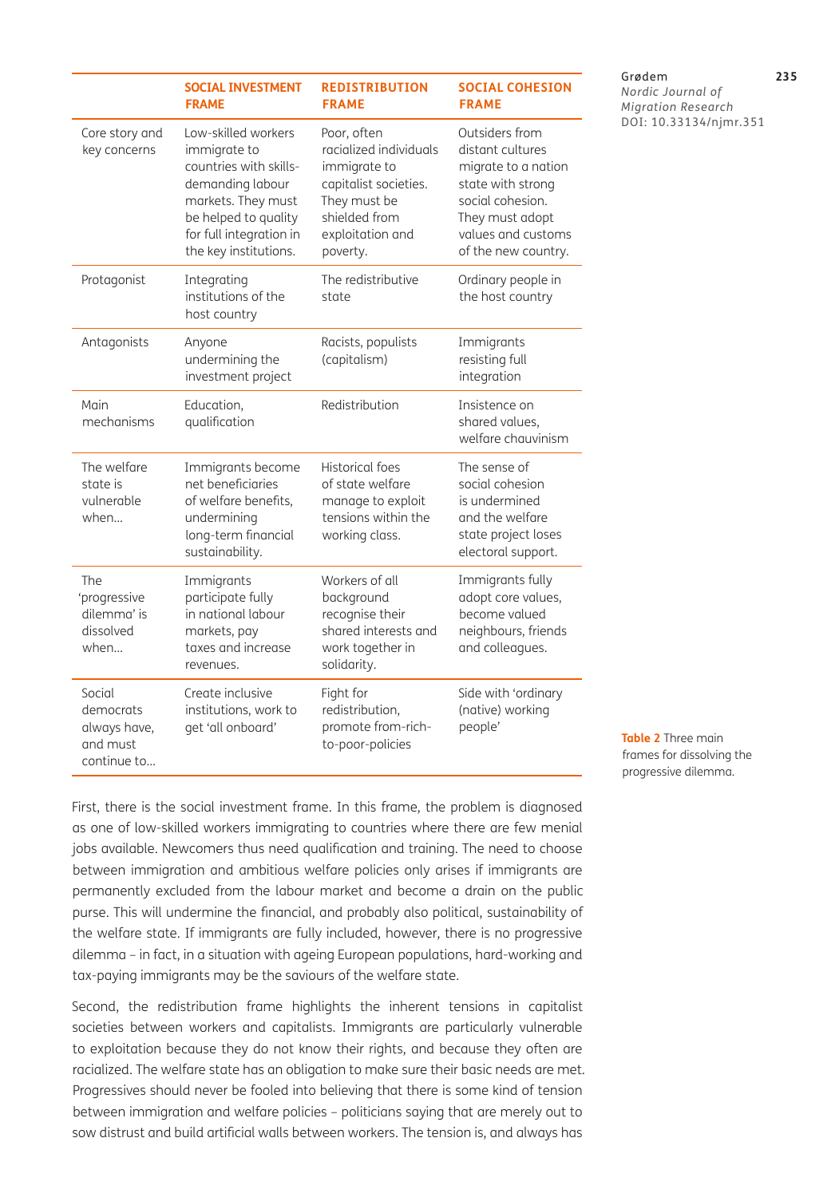| | SOCIAL INVESTMENT FRAME | REDISTRIBUTION FRAME | SOCIAL COHESION FRAME |
|---|---|---|---|
| Core story and key concerns | Low-skilled workers immigrate to countries with skills-demanding labour markets. They must be helped to quality for full integration in the key institutions. | Poor, often racialized individuals immigrate to capitalist societies. They must be shielded from exploitation and poverty. | Outsiders from distant cultures migrate to a nation state with strong social cohesion. They must adopt values and customs of the new country. |
| Protagonist | Integrating institutions of the host country | The redistributive state | Ordinary people in the host country |
| Antagonists | Anyone undermining the investment project | Racists, populists (capitalism) | Immigrants resisting full integration |
| Main mechanisms | Education, qualification | Redistribution | Insistence on shared values, welfare chauvinism |
| The welfare state is vulnerable when… | Immigrants become net beneficiaries of welfare benefits, undermining long-term financial sustainability. | Historical foes of state welfare manage to exploit tensions within the working class. | The sense of social cohesion is undermined and the welfare state project loses electoral support. |
| The 'progressive dilemma' is dissolved when… | Immigrants participate fully in national labour markets, pay taxes and increase revenues. | Workers of all background recognise their shared interests and work together in solidarity. | Immigrants fully adopt core values, become valued neighbours, friends and colleagues. |
| Social democrats always have, and must continue to… | Create inclusive institutions, work to get 'all onboard' | Fight for redistribution, promote from-rich-to-poor-policies | Side with 'ordinary (native) working people' |

**Table 2** Three main frames for dissolving the progressive dilemma.

First, there is the social investment frame. In this frame, the problem is diagnosed as one of low-skilled workers immigrating to countries where there are few menial jobs available. Newcomers thus need qualification and training. The need to choose between immigration and ambitious welfare policies only arises if immigrants are permanently excluded from the labour market and become a drain on the public purse. This will undermine the financial, and probably also political, sustainability of the welfare state. If immigrants are fully included, however, there is no progressive dilemma – in fact, in a situation with ageing European populations, hard-working and tax-paying immigrants may be the saviours of the welfare state.

Second, the redistribution frame highlights the inherent tensions in capitalist societies between workers and capitalists. Immigrants are particularly vulnerable to exploitation because they do not know their rights, and because they often are racialized. The welfare state has an obligation to make sure their basic needs are met. Progressives should never be fooled into believing that there is some kind of tension between immigration and welfare policies – politicians saying that are merely out to sow distrust and build artificial walls between workers. The tension is, and always has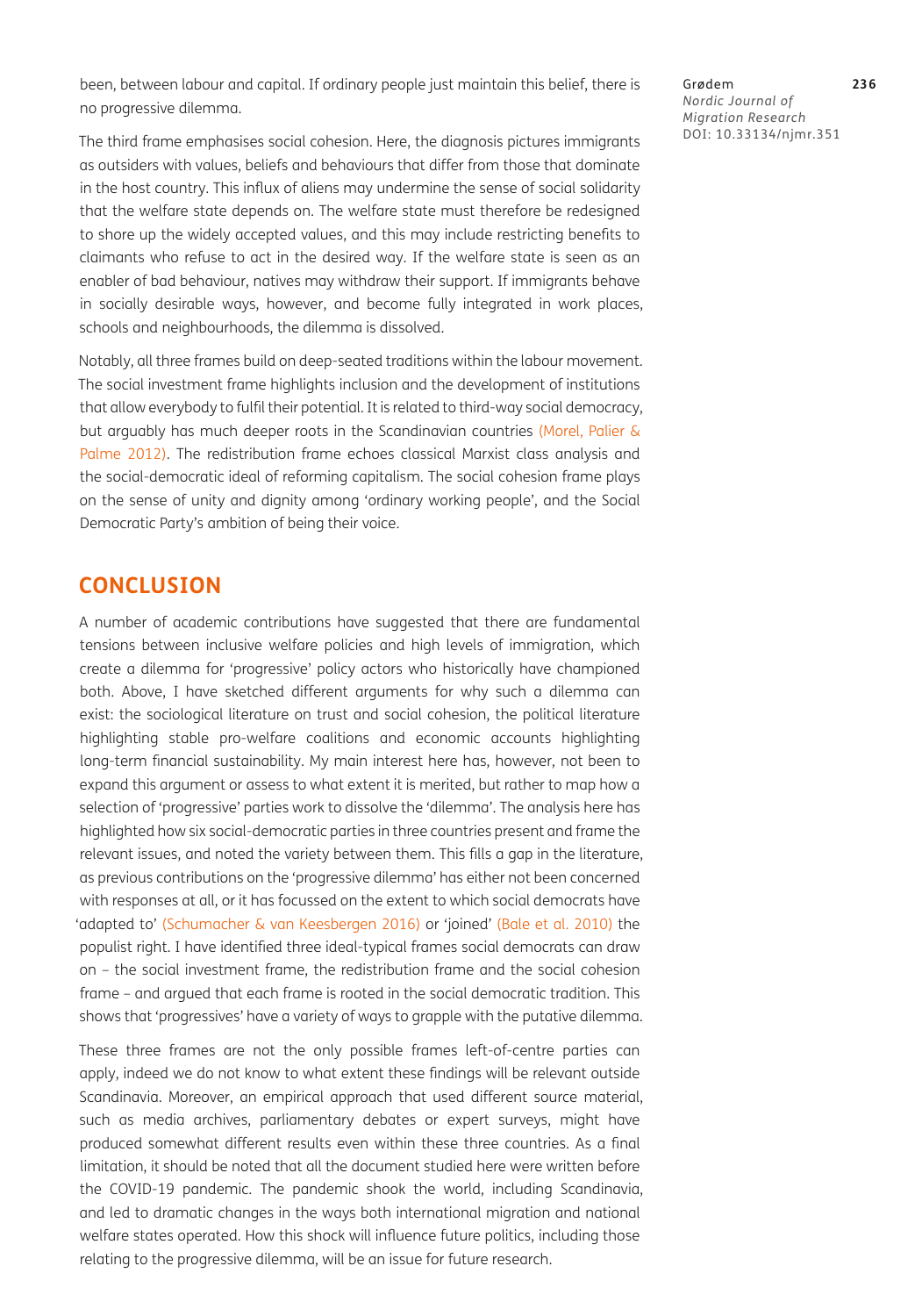been, between labour and capital. If ordinary people just maintain this belief, there is no progressive dilemma.

The third frame emphasises social cohesion. Here, the diagnosis pictures immigrants as outsiders with values, beliefs and behaviours that differ from those that dominate in the host country. This influx of aliens may undermine the sense of social solidarity that the welfare state depends on. The welfare state must therefore be redesigned to shore up the widely accepted values, and this may include restricting benefits to claimants who refuse to act in the desired way. If the welfare state is seen as an enabler of bad behaviour, natives may withdraw their support. If immigrants behave in socially desirable ways, however, and become fully integrated in work places, schools and neighbourhoods, the dilemma is dissolved.

Notably, all three frames build on deep-seated traditions within the labour movement. The social investment frame highlights inclusion and the development of institutions that allow everybody to fulfil their potential. It is related to third-way social democracy, but arguably has much deeper roots in the Scandinavian countries (Morel, Palier & Palme 2012). The redistribution frame echoes classical Marxist class analysis and the social-democratic ideal of reforming capitalism. The social cohesion frame plays on the sense of unity and dignity among 'ordinary working people', and the Social Democratic Party's ambition of being their voice.

## CONCLUSION

A number of academic contributions have suggested that there are fundamental tensions between inclusive welfare policies and high levels of immigration, which create a dilemma for 'progressive' policy actors who historically have championed both. Above, I have sketched different arguments for why such a dilemma can exist: the sociological literature on trust and social cohesion, the political literature highlighting stable pro-welfare coalitions and economic accounts highlighting long-term financial sustainability. My main interest here has, however, not been to expand this argument or assess to what extent it is merited, but rather to map how a selection of 'progressive' parties work to dissolve the 'dilemma'. The analysis here has highlighted how six social-democratic parties in three countries present and frame the relevant issues, and noted the variety between them. This fills a gap in the literature, as previous contributions on the 'progressive dilemma' has either not been concerned with responses at all, or it has focussed on the extent to which social democrats have 'adapted to' (Schumacher & van Keesbergen 2016) or 'joined' (Bale et al. 2010) the populist right. I have identified three ideal-typical frames social democrats can draw on – the social investment frame, the redistribution frame and the social cohesion frame – and argued that each frame is rooted in the social democratic tradition. This shows that 'progressives' have a variety of ways to grapple with the putative dilemma.

These three frames are not the only possible frames left-of-centre parties can apply, indeed we do not know to what extent these findings will be relevant outside Scandinavia. Moreover, an empirical approach that used different source material, such as media archives, parliamentary debates or expert surveys, might have produced somewhat different results even within these three countries. As a final limitation, it should be noted that all the document studied here were written before the COVID-19 pandemic. The pandemic shook the world, including Scandinavia, and led to dramatic changes in the ways both international migration and national welfare states operated. How this shock will influence future politics, including those relating to the progressive dilemma, will be an issue for future research.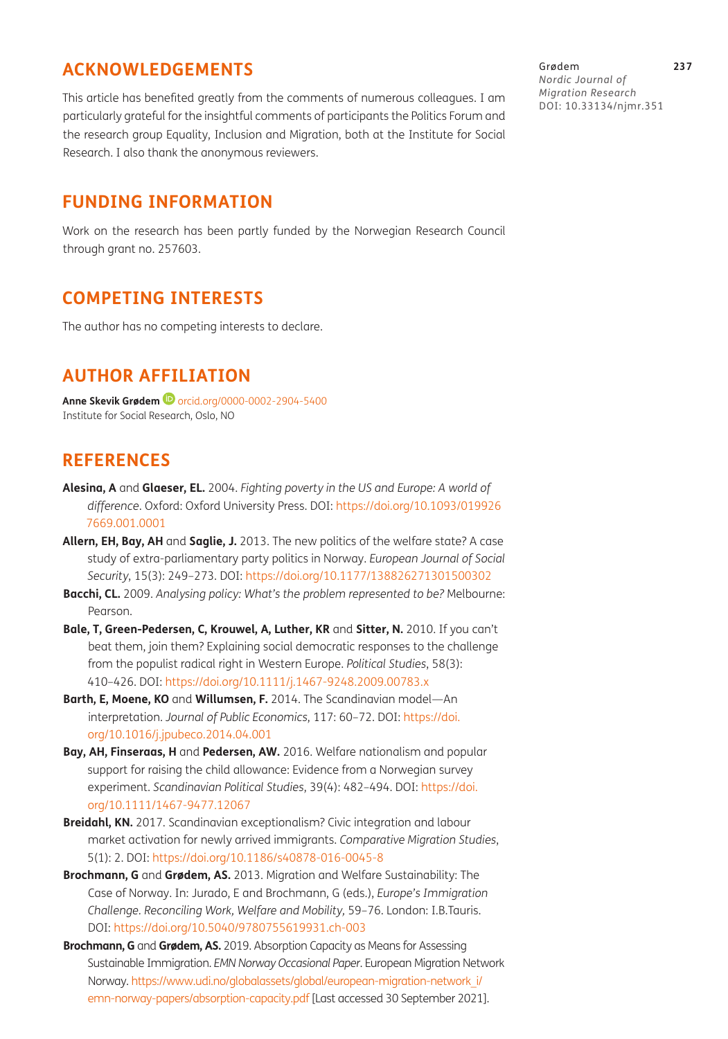## ACKNOWLEDGEMENTS

This article has benefited greatly from the comments of numerous colleagues. I am particularly grateful for the insightful comments of participants the Politics Forum and the research group Equality, Inclusion and Migration, both at the Institute for Social Research. I also thank the anonymous reviewers.

## FUNDING INFORMATION

Work on the research has been partly funded by the Norwegian Research Council through grant no. 257603.

## COMPETING INTERESTS

The author has no competing interests to declare.

## AUTHOR AFFILIATION

**Anne Skevik Grødem** orcid.org/0000-0002-2904-5400
Institute for Social Research, Oslo, NO

## REFERENCES

**Alesina, A** and **Glaeser, EL.** 2004. *Fighting poverty in the US and Europe: A world of difference*. Oxford: Oxford University Press. DOI: https://doi.org/10.1093/0199267669.001.0001

**Allern, EH, Bay, AH** and **Saglie, J.** 2013. The new politics of the welfare state? A case study of extra-parliamentary party politics in Norway. *European Journal of Social Security*, 15(3): 249–273. DOI: https://doi.org/10.1177/138826271301500302

**Bacchi, CL.** 2009. *Analysing policy: What's the problem represented to be?* Melbourne: Pearson.

**Bale, T, Green-Pedersen, C, Krouwel, A, Luther, KR** and **Sitter, N.** 2010. If you can't beat them, join them? Explaining social democratic responses to the challenge from the populist radical right in Western Europe. *Political Studies*, 58(3): 410–426. DOI: https://doi.org/10.1111/j.1467-9248.2009.00783.x

**Barth, E, Moene, KO** and **Willumsen, F.** 2014. The Scandinavian model—An interpretation. *Journal of Public Economics*, 117: 60–72. DOI: https://doi.org/10.1016/j.jpubeco.2014.04.001

**Bay, AH, Finseraas, H** and **Pedersen, AW.** 2016. Welfare nationalism and popular support for raising the child allowance: Evidence from a Norwegian survey experiment. *Scandinavian Political Studies*, 39(4): 482–494. DOI: https://doi.org/10.1111/1467-9477.12067

**Breidahl, KN.** 2017. Scandinavian exceptionalism? Civic integration and labour market activation for newly arrived immigrants. *Comparative Migration Studies*, 5(1): 2. DOI: https://doi.org/10.1186/s40878-016-0045-8

**Brochmann, G** and **Grødem, AS.** 2013. Migration and Welfare Sustainability: The Case of Norway. In: Jurado, E and Brochmann, G (eds.), *Europe's Immigration Challenge. Reconciling Work, Welfare and Mobility*, 59–76. London: I.B.Tauris. DOI: https://doi.org/10.5040/9780755619931.ch-003

**Brochmann, G** and **Grødem, AS.** 2019. Absorption Capacity as Means for Assessing Sustainable Immigration. *EMN Norway Occasional Paper*. European Migration Network Norway. https://www.udi.no/globalassets/global/european-migration-network_i/emn-norway-papers/absorption-capacity.pdf [Last accessed 30 September 2021].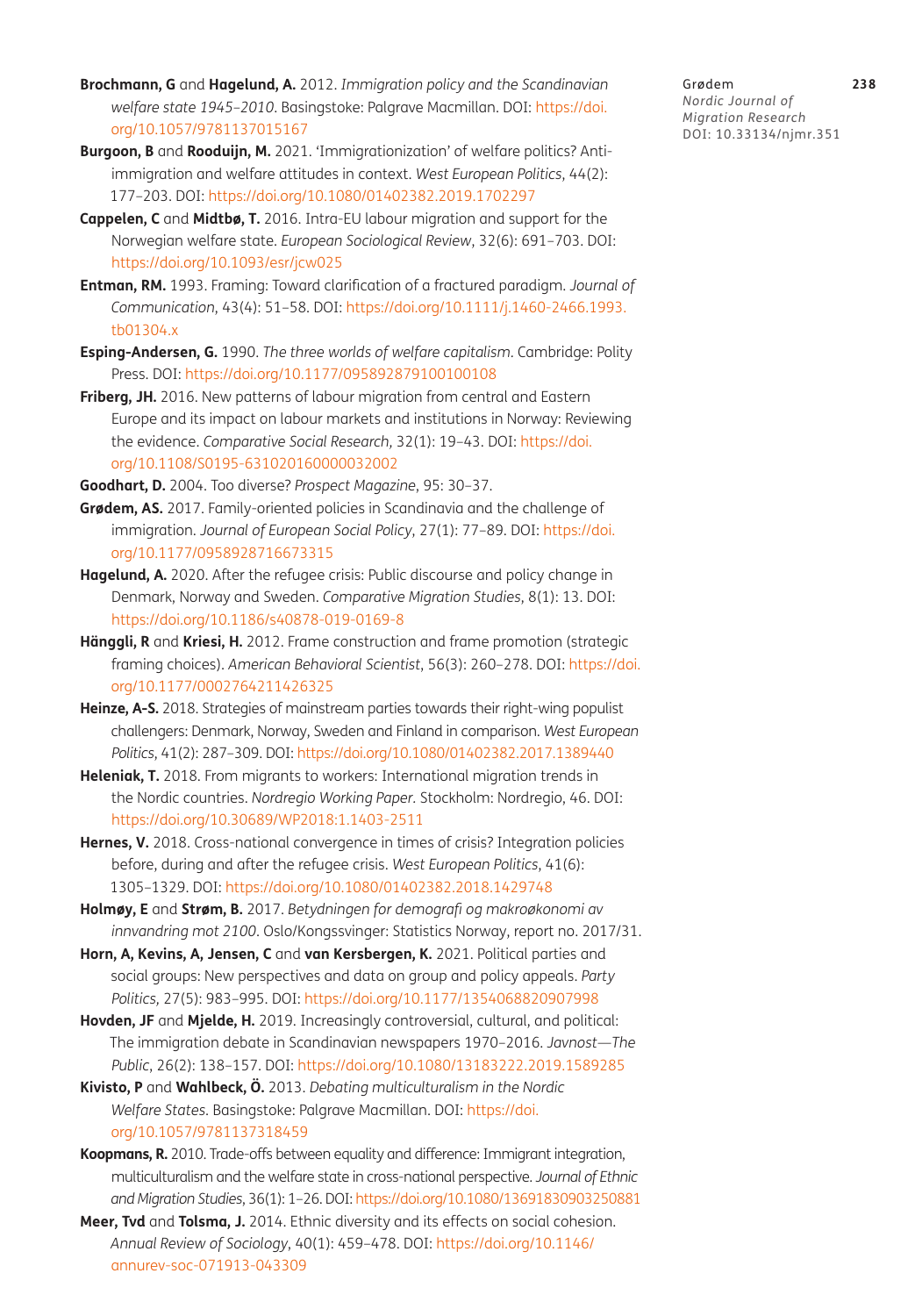**Brochmann, G** and **Hagelund, A.** 2012. *Immigration policy and the Scandinavian welfare state 1945–2010*. Basingstoke: Palgrave Macmillan. DOI: https://doi.org/10.1057/9781137015167

**Burgoon, B** and **Rooduijn, M.** 2021. 'Immigrationization' of welfare politics? Anti-immigration and welfare attitudes in context. *West European Politics*, 44(2): 177–203. DOI: https://doi.org/10.1080/01402382.2019.1702297

**Cappelen, C** and **Midtbø, T.** 2016. Intra-EU labour migration and support for the Norwegian welfare state. *European Sociological Review*, 32(6): 691–703. DOI: https://doi.org/10.1093/esr/jcw025

**Entman, RM.** 1993. Framing: Toward clarification of a fractured paradigm. *Journal of Communication*, 43(4): 51–58. DOI: https://doi.org/10.1111/j.1460-2466.1993.tb01304.x

**Esping-Andersen, G.** 1990. *The three worlds of welfare capitalism*. Cambridge: Polity Press. DOI: https://doi.org/10.1177/095892879100100108

**Friberg, JH.** 2016. New patterns of labour migration from central and Eastern Europe and its impact on labour markets and institutions in Norway: Reviewing the evidence. *Comparative Social Research*, 32(1): 19–43. DOI: https://doi.org/10.1108/S0195-631020160000032002

**Goodhart, D.** 2004. Too diverse? *Prospect Magazine*, 95: 30–37.

**Grødem, AS.** 2017. Family-oriented policies in Scandinavia and the challenge of immigration. *Journal of European Social Policy*, 27(1): 77–89. DOI: https://doi.org/10.1177/0958928716673315

**Hagelund, A.** 2020. After the refugee crisis: Public discourse and policy change in Denmark, Norway and Sweden. *Comparative Migration Studies*, 8(1): 13. DOI: https://doi.org/10.1186/s40878-019-0169-8

**Hänggli, R** and **Kriesi, H.** 2012. Frame construction and frame promotion (strategic framing choices). *American Behavioral Scientist*, 56(3): 260–278. DOI: https://doi.org/10.1177/0002764211426325

**Heinze, A-S.** 2018. Strategies of mainstream parties towards their right-wing populist challengers: Denmark, Norway, Sweden and Finland in comparison. *West European Politics*, 41(2): 287–309. DOI: https://doi.org/10.1080/01402382.2017.1389440

**Heleniak, T.** 2018. From migrants to workers: International migration trends in the Nordic countries. *Nordregio Working Paper*. Stockholm: Nordregio, 46. DOI: https://doi.org/10.30689/WP2018:1.1403-2511

**Hernes, V.** 2018. Cross-national convergence in times of crisis? Integration policies before, during and after the refugee crisis. *West European Politics*, 41(6): 1305–1329. DOI: https://doi.org/10.1080/01402382.2018.1429748

**Holmøy, E** and **Strøm, B.** 2017. *Betydningen for demografi og makroøkonomi av innvandring mot 2100*. Oslo/Kongssvinger: Statistics Norway, report no. 2017/31.

**Horn, A, Kevins, A, Jensen, C** and **van Kersbergen, K.** 2021. Political parties and social groups: New perspectives and data on group and policy appeals. *Party Politics*, 27(5): 983–995. DOI: https://doi.org/10.1177/1354068820907998

**Hovden, JF** and **Mjelde, H.** 2019. Increasingly controversial, cultural, and political: The immigration debate in Scandinavian newspapers 1970–2016. *Javnost—The Public*, 26(2): 138–157. DOI: https://doi.org/10.1080/13183222.2019.1589285

**Kivisto, P** and **Wahlbeck, Ö.** 2013. *Debating multiculturalism in the Nordic Welfare States*. Basingstoke: Palgrave Macmillan. DOI: https://doi.org/10.1057/9781137318459

**Koopmans, R.** 2010. Trade-offs between equality and difference: Immigrant integration, multiculturalism and the welfare state in cross-national perspective. *Journal of Ethnic and Migration Studies*, 36(1): 1–26. DOI: https://doi.org/10.1080/13691830903250881

**Meer, Tvd** and **Tolsma, J.** 2014. Ethnic diversity and its effects on social cohesion. *Annual Review of Sociology*, 40(1): 459–478. DOI: https://doi.org/10.1146/annurev-soc-071913-043309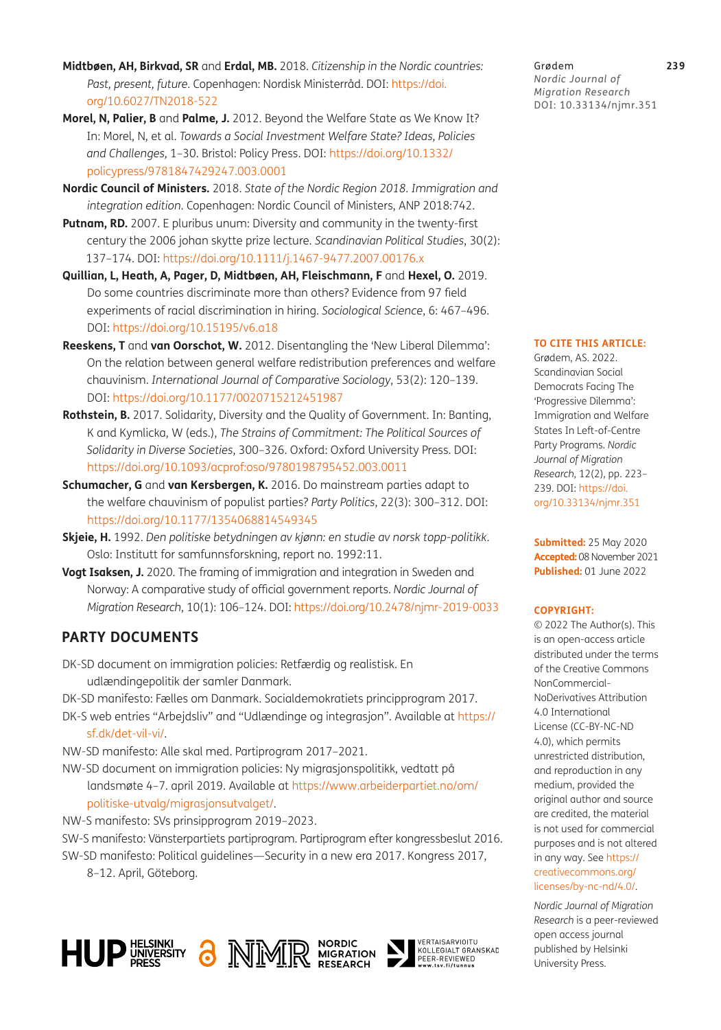**Midtbøen, AH, Birkvad, SR** and **Erdal, MB.** 2018. *Citizenship in the Nordic countries: Past, present, future*. Copenhagen: Nordisk Ministerråd. DOI: https://doi.org/10.6027/TN2018-522

**Morel, N, Palier, B** and **Palme, J.** 2012. Beyond the Welfare State as We Know It? In: Morel, N, et al. *Towards a Social Investment Welfare State? Ideas, Policies and Challenges*, 1–30. Bristol: Policy Press. DOI: https://doi.org/10.1332/policypress/9781847429247.003.0001

**Nordic Council of Ministers.** 2018. *State of the Nordic Region 2018. Immigration and integration edition*. Copenhagen: Nordic Council of Ministers, ANP 2018:742.

**Putnam, RD.** 2007. E pluribus unum: Diversity and community in the twenty-first century the 2006 johan skytte prize lecture. *Scandinavian Political Studies*, 30(2): 137–174. DOI: https://doi.org/10.1111/j.1467-9477.2007.00176.x

**Quillian, L, Heath, A, Pager, D, Midtbøen, AH, Fleischmann, F** and **Hexel, O.** 2019. Do some countries discriminate more than others? Evidence from 97 field experiments of racial discrimination in hiring. *Sociological Science*, 6: 467–496. DOI: https://doi.org/10.15195/v6.a18

**Reeskens, T** and **van Oorschot, W.** 2012. Disentangling the 'New Liberal Dilemma': On the relation between general welfare redistribution preferences and welfare chauvinism. *International Journal of Comparative Sociology*, 53(2): 120–139. DOI: https://doi.org/10.1177/0020715212451987

**Rothstein, B.** 2017. Solidarity, Diversity and the Quality of Government. In: Banting, K and Kymlicka, W (eds.), *The Strains of Commitment: The Political Sources of Solidarity in Diverse Societies*, 300–326. Oxford: Oxford University Press. DOI: https://doi.org/10.1093/acprof:oso/9780198795452.003.0011

**Schumacher, G** and **van Kersbergen, K.** 2016. Do mainstream parties adapt to the welfare chauvinism of populist parties? *Party Politics*, 22(3): 300–312. DOI: https://doi.org/10.1177/1354068814549345

**Skjeie, H.** 1992. *Den politiske betydningen av kjønn: en studie av norsk topp-politikk*. Oslo: Institutt for samfunnsforskning, report no. 1992:11.

**Vogt Isaksen, J.** 2020. The framing of immigration and integration in Sweden and Norway: A comparative study of official government reports. *Nordic Journal of Migration Research*, 10(1): 106–124. DOI: https://doi.org/10.2478/njmr-2019-0033

## PARTY DOCUMENTS

DK-SD document on immigration policies: Retfærdig og realistisk. En udlændingepolitik der samler Danmark.

DK-SD manifesto: Fælles om Danmark. Socialdemokratiets principprogram 2017.

DK-S web entries "Arbejdsliv" and "Udlændinge og integrasjon". Available at https://sf.dk/det-vil-vi/.

NW-SD manifesto: Alle skal med. Partiprogram 2017–2021.

NW-SD document on immigration policies: Ny migrasjonspolitikk, vedtatt på landsmøte 4–7. april 2019. Available at https://www.arbeiderpartiet.no/om/politiske-utvalg/migrasjonsutvalget/.

NW-S manifesto: SVs prinsipprogram 2019–2023.

SW-S manifesto: Vänsterpartiets partiprogram. Partiprogram efter kongressbeslut 2016.

SW-SD manifesto: Political guidelines—Security in a new era 2017. Kongress 2017, 8–12. April, Göteborg.

**TO CITE THIS ARTICLE:**

Grødem, AS. 2022. Scandinavian Social Democrats Facing The 'Progressive Dilemma': Immigration and Welfare States In Left-of-Centre Party Programs. *Nordic Journal of Migration Research*, 12(2), pp. 223–239. DOI: https://doi.org/10.33134/njmr.351

**Submitted:** 25 May 2020
**Accepted:** 08 November 2021
**Published:** 01 June 2022

**COPYRIGHT:**

© 2022 The Author(s). This is an open-access article distributed under the terms of the Creative Commons NonCommercial-NoDerivatives Attribution 4.0 International License (CC-BY-NC-ND 4.0), which permits unrestricted distribution, and reproduction in any medium, provided the original author and source are credited, the material is not used for commercial purposes and is not altered in any way. See https://creativecommons.org/licenses/by-nc-nd/4.0/.

*Nordic Journal of Migration Research* is a peer-reviewed open access journal published by Helsinki University Press.